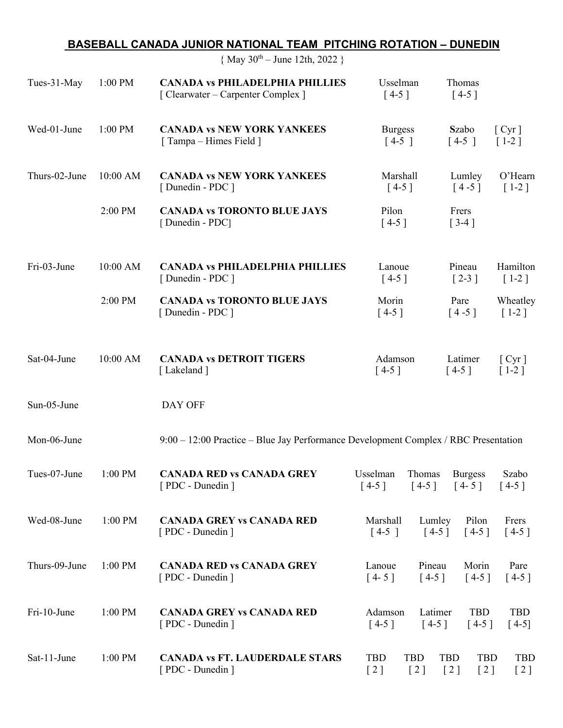## BASEBALL CANADA JUNIOR NATIONAL TEAM PITCHING ROTATION – DUNEDIN

{ May 30th – June 12th, 2022 }

| Date | Time | Game | Pitchers | | | | |
|---|---|---|---|---|---|---|---|
| Tues-31-May | 1:00 PM | **CANADA vs PHILADELPHIA PHILLIES** [ Clearwater – Carpenter Complex ] | Usselman [ 4-5 ] | Thomas [ 4-5 ] | | | |
| Wed-01-June | 1:00 PM | **CANADA vs NEW YORK YANKEES** [ Tampa – Himes Field ] | Burgess [ 4-5 ] | Szabo [ 4-5 ] | [ Cyr ] [ 1-2 ] | | |
| Thurs-02-June | 10:00 AM | **CANADA vs NEW YORK YANKEES** [ Dunedin - PDC ] | Marshall [ 4-5 ] | Lumley [ 4 -5 ] | O'Hearn [ 1-2 ] | | |
| | 2:00 PM | **CANADA vs TORONTO BLUE JAYS** [ Dunedin - PDC] | Pilon [ 4-5 ] | Frers [ 3-4 ] | | | |
| Fri-03-June | 10:00 AM | **CANADA vs PHILADELPHIA PHILLIES** [ Dunedin - PDC ] | Lanoue [ 4-5 ] | Pineau [ 2-3 ] | Hamilton [ 1-2 ] | | |
| | 2:00 PM | **CANADA vs TORONTO BLUE JAYS** [ Dunedin - PDC ] | Morin [ 4-5 ] | Pare [ 4 -5 ] | Wheatley [ 1-2 ] | | |
| Sat-04-June | 10:00 AM | **CANADA vs DETROIT TIGERS** [ Lakeland ] | Adamson [ 4-5 ] | Latimer [ 4-5 ] | [ Cyr ] [ 1-2 ] | | |
| Sun-05-June | | DAY OFF | | | | | |
| Mon-06-June | | 9:00 – 12:00 Practice – Blue Jay Performance Development Complex / RBC Presentation | | | | | |
| Tues-07-June | 1:00 PM | **CANADA RED vs CANADA GREY** [ PDC - Dunedin ] | Usselman [ 4-5 ] | Thomas [ 4-5 ] | Burgess [ 4- 5 ] | Szabo [ 4-5 ] | |
| Wed-08-June | 1:00 PM | **CANADA GREY vs CANADA RED** [ PDC - Dunedin ] | Marshall [ 4-5 ] | Lumley [ 4-5 ] | Pilon [ 4-5 ] | Frers [ 4-5 ] | |
| Thurs-09-June | 1:00 PM | **CANADA RED vs CANADA GREY** [ PDC - Dunedin ] | Lanoue [ 4- 5 ] | Pineau [ 4-5 ] | Morin [ 4-5 ] | Pare [ 4-5 ] | |
| Fri-10-June | 1:00 PM | **CANADA GREY vs CANADA RED** [ PDC - Dunedin ] | Adamson [ 4-5 ] | Latimer [ 4-5 ] | TBD [ 4-5 ] | TBD [ 4-5] | |
| Sat-11-June | 1:00 PM | **CANADA vs FT. LAUDERDALE STARS** [ PDC - Dunedin ] | TBD [ 2 ] | TBD [ 2 ] | TBD [ 2 ] | TBD [ 2 ] | TBD [ 2 ] |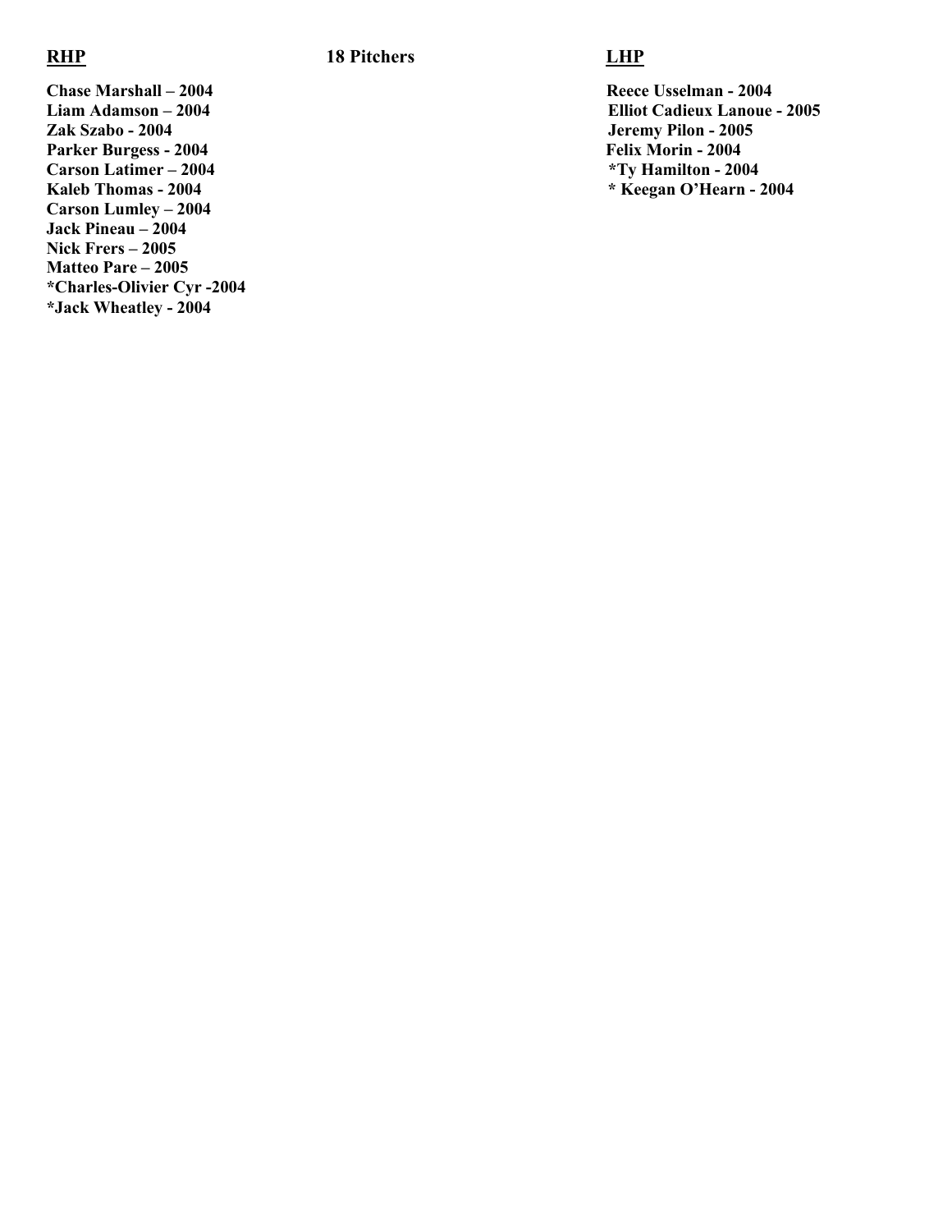**RHP** | **18 Pitchers** | **LHP**

**RHP**

**Chase Marshall – 2004**
**Liam Adamson – 2004**
**Zak Szabo - 2004**
**Parker Burgess - 2004**
**Carson Latimer – 2004**
**Kaleb Thomas - 2004**
**Carson Lumley – 2004**
**Jack Pineau – 2004**
**Nick Frers – 2005**
**Matteo Pare – 2005**
**\*Charles-Olivier Cyr -2004**
**\*Jack Wheatley - 2004**

**LHP**

**Reece Usselman - 2004**
**Elliot Cadieux Lanoue - 2005**
**Jeremy Pilon - 2005**
**Felix Morin - 2004**
**\*Ty Hamilton - 2004**
**\* Keegan O'Hearn - 2004**